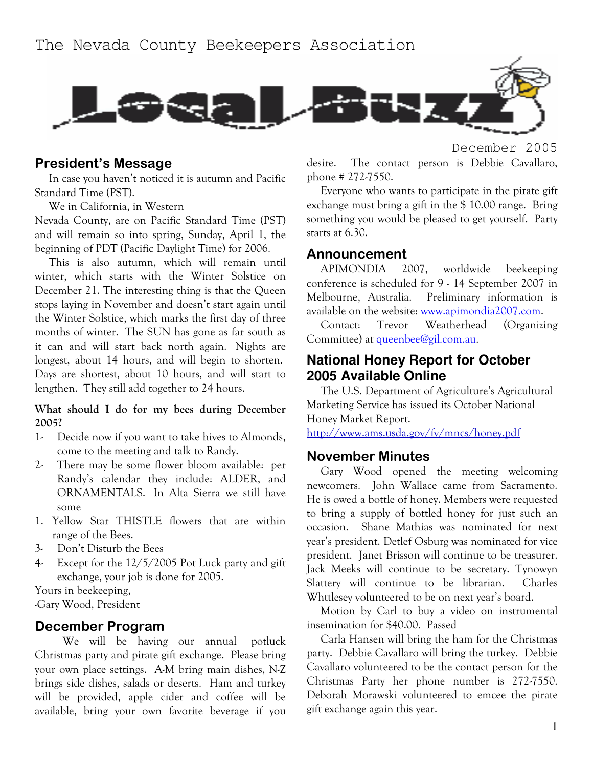# The Nevada County Beekeepers Association

# Local Buzz

December 2005

## President's Message

In case you haven't noticed it is autumn and Pacific Standard Time (PST).

We in California, in Western Nevada County, are on Pacific Standard Time (PST) and will remain so into spring, Sunday, April 1, the beginning of PDT (Pacific Daylight Time) for 2006.

This is also autumn, which will remain until winter, which starts with the Winter Solstice on December 21. The interesting thing is that the Queen stops laying in November and doesn't start again until the Winter Solstice, which marks the first day of three months of winter. The SUN has gone as far south as it can and will start back north again. Nights are longest, about 14 hours, and will begin to shorten. Days are shortest, about 10 hours, and will start to lengthen. They still add together to 24 hours.

**What should I do for my bees during December 2005?**

1- Decide now if you want to take hives to Almonds, come to the meeting and talk to Randy.
2- There may be some flower bloom available: per Randy's calendar they include: ALDER, and ORNAMENTALS. In Alta Sierra we still have some
1. Yellow Star THISTLE flowers that are within range of the Bees.
3- Don't Disturb the Bees
4- Except for the 12/5/2005 Pot Luck party and gift exchange, your job is done for 2005.

Yours in beekeeping,
-Gary Wood, President

## December Program

We will be having our annual potluck Christmas party and pirate gift exchange. Please bring your own place settings. A-M bring main dishes, N-Z brings side dishes, salads or deserts. Ham and turkey will be provided, apple cider and coffee will be available, bring your own favorite beverage if you desire. The contact person is Debbie Cavallaro, phone # 272-7550.

Everyone who wants to participate in the pirate gift exchange must bring a gift in the $ 10.00 range. Bring something you would be pleased to get yourself. Party starts at 6.30.

## Announcement

APIMONDIA 2007, worldwide beekeeping conference is scheduled for 9 - 14 September 2007 in Melbourne, Australia. Preliminary information is available on the website: www.apimondia2007.com.

Contact: Trevor Weatherhead (Organizing Committee) at queenbee@gil.com.au.

## National Honey Report for October 2005 Available Online

The U.S. Department of Agriculture's Agricultural Marketing Service has issued its October National Honey Market Report.
http://www.ams.usda.gov/fv/mncs/honey.pdf

## November Minutes

Gary Wood opened the meeting welcoming newcomers. John Wallace came from Sacramento. He is owed a bottle of honey. Members were requested to bring a supply of bottled honey for just such an occasion. Shane Mathias was nominated for next year's president. Detlef Osburg was nominated for vice president. Janet Brisson will continue to be treasurer. Jack Meeks will continue to be secretary. Tynowyn Slattery will continue to be librarian. Charles Whttlesey volunteered to be on next year's board.

Motion by Carl to buy a video on instrumental insemination for $40.00. Passed

Carla Hansen will bring the ham for the Christmas party. Debbie Cavallaro will bring the turkey. Debbie Cavallaro volunteered to be the contact person for the Christmas Party her phone number is 272-7550. Deborah Morawski volunteered to emcee the pirate gift exchange again this year.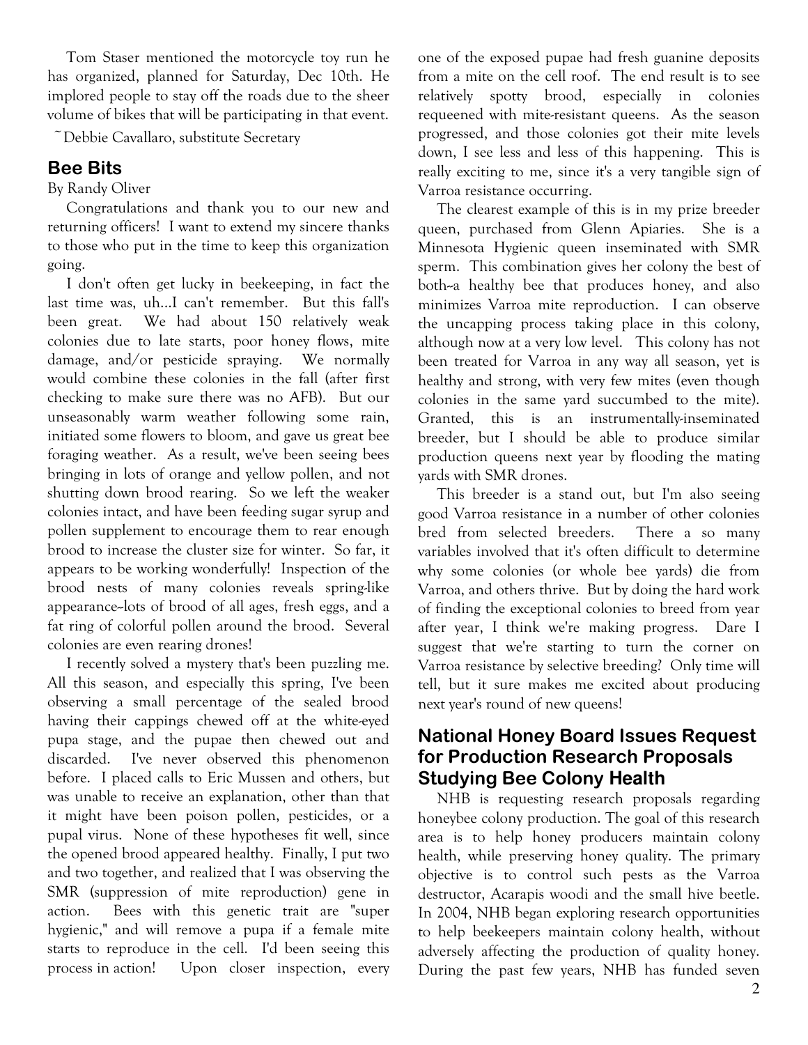Tom Staser mentioned the motorcycle toy run he has organized, planned for Saturday, Dec 10th. He implored people to stay off the roads due to the sheer volume of bikes that will be participating in that event.

~Debbie Cavallaro, substitute Secretary

## Bee Bits

By Randy Oliver

Congratulations and thank you to our new and returning officers! I want to extend my sincere thanks to those who put in the time to keep this organization going.

I don't often get lucky in beekeeping, in fact the last time was, uh...I can't remember. But this fall's been great. We had about 150 relatively weak colonies due to late starts, poor honey flows, mite damage, and/or pesticide spraying. We normally would combine these colonies in the fall (after first checking to make sure there was no AFB). But our unseasonably warm weather following some rain, initiated some flowers to bloom, and gave us great bee foraging weather. As a result, we've been seeing bees bringing in lots of orange and yellow pollen, and not shutting down brood rearing. So we left the weaker colonies intact, and have been feeding sugar syrup and pollen supplement to encourage them to rear enough brood to increase the cluster size for winter. So far, it appears to be working wonderfully! Inspection of the brood nests of many colonies reveals spring-like appearance--lots of brood of all ages, fresh eggs, and a fat ring of colorful pollen around the brood. Several colonies are even rearing drones!

I recently solved a mystery that's been puzzling me. All this season, and especially this spring, I've been observing a small percentage of the sealed brood having their cappings chewed off at the white-eyed pupa stage, and the pupae then chewed out and discarded. I've never observed this phenomenon before. I placed calls to Eric Mussen and others, but was unable to receive an explanation, other than that it might have been poison pollen, pesticides, or a pupal virus. None of these hypotheses fit well, since the opened brood appeared healthy. Finally, I put two and two together, and realized that I was observing the SMR (suppression of mite reproduction) gene in action. Bees with this genetic trait are "super hygienic," and will remove a pupa if a female mite starts to reproduce in the cell. I'd been seeing this process in action! Upon closer inspection, every one of the exposed pupae had fresh guanine deposits from a mite on the cell roof. The end result is to see relatively spotty brood, especially in colonies requeened with mite-resistant queens. As the season progressed, and those colonies got their mite levels down, I see less and less of this happening. This is really exciting to me, since it's a very tangible sign of Varroa resistance occurring.

The clearest example of this is in my prize breeder queen, purchased from Glenn Apiaries. She is a Minnesota Hygienic queen inseminated with SMR sperm. This combination gives her colony the best of both--a healthy bee that produces honey, and also minimizes Varroa mite reproduction. I can observe the uncapping process taking place in this colony, although now at a very low level. This colony has not been treated for Varroa in any way all season, yet is healthy and strong, with very few mites (even though colonies in the same yard succumbed to the mite). Granted, this is an instrumentally-inseminated breeder, but I should be able to produce similar production queens next year by flooding the mating yards with SMR drones.

This breeder is a stand out, but I'm also seeing good Varroa resistance in a number of other colonies bred from selected breeders. There a so many variables involved that it's often difficult to determine why some colonies (or whole bee yards) die from Varroa, and others thrive. But by doing the hard work of finding the exceptional colonies to breed from year after year, I think we're making progress. Dare I suggest that we're starting to turn the corner on Varroa resistance by selective breeding? Only time will tell, but it sure makes me excited about producing next year's round of new queens!

## National Honey Board Issues Request for Production Research Proposals Studying Bee Colony Health

NHB is requesting research proposals regarding honeybee colony production. The goal of this research area is to help honey producers maintain colony health, while preserving honey quality. The primary objective is to control such pests as the Varroa destructor, Acarapis woodi and the small hive beetle. In 2004, NHB began exploring research opportunities to help beekeepers maintain colony health, without adversely affecting the production of quality honey. During the past few years, NHB has funded seven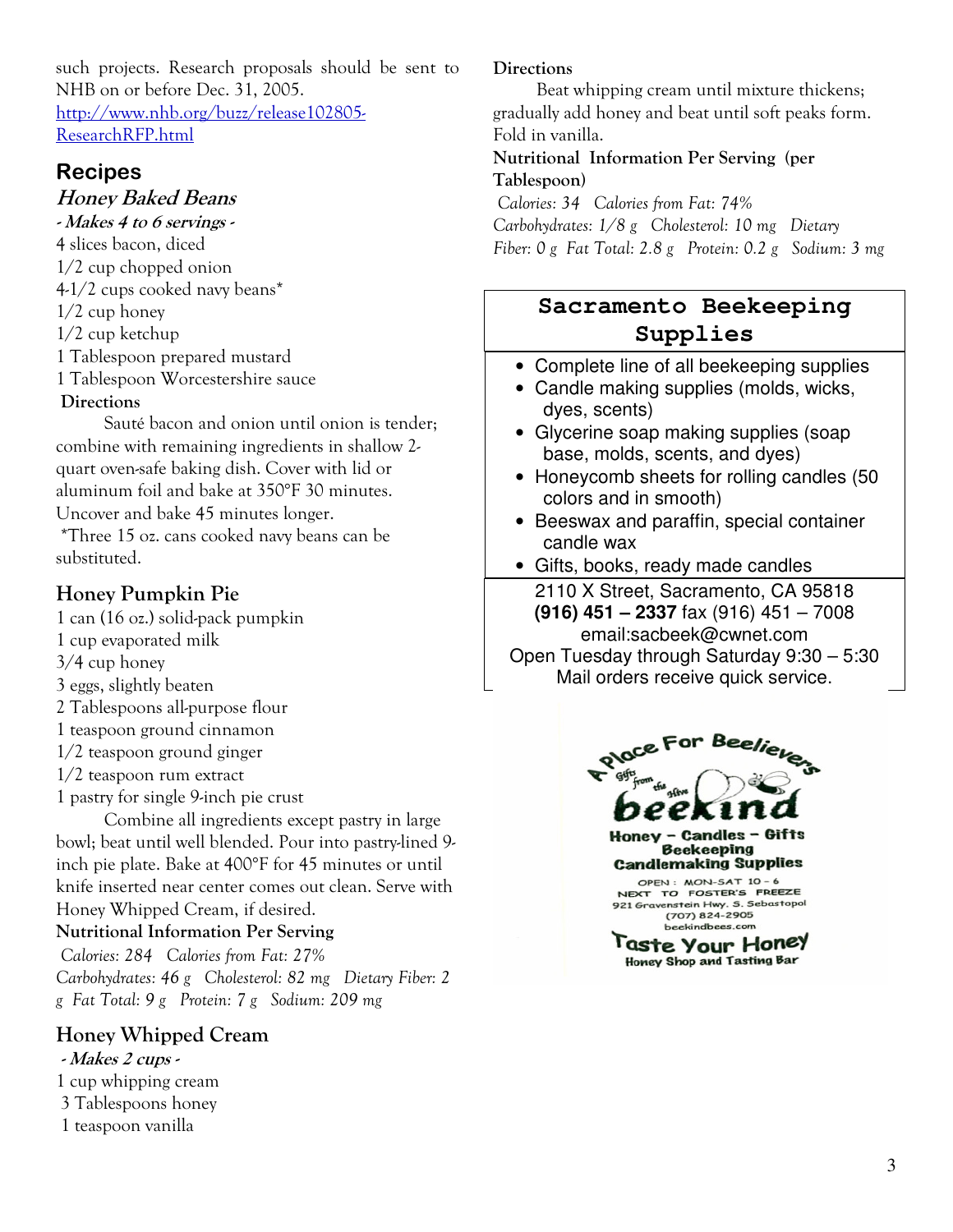such projects. Research proposals should be sent to NHB on or before Dec. 31, 2005.
[http://www.nhb.org/buzz/release102805-ResearchRFP.html](http://www.nhb.org/buzz/release102805-ResearchRFP.html)

## Recipes

### *Honey Baked Beans*

***- Makes 4 to 6 servings -***

4 slices bacon, diced
1/2 cup chopped onion
4-1/2 cups cooked navy beans*
1/2 cup honey
1/2 cup ketchup
1 Tablespoon prepared mustard
1 Tablespoon Worcestershire sauce

**Directions**

Sauté bacon and onion until onion is tender; combine with remaining ingredients in shallow 2-quart oven-safe baking dish. Cover with lid or aluminum foil and bake at 350°F 30 minutes. Uncover and bake 45 minutes longer.

*Three 15 oz. cans cooked navy beans can be substituted.

### Honey Pumpkin Pie

1 can (16 oz.) solid-pack pumpkin
1 cup evaporated milk
3/4 cup honey
3 eggs, slightly beaten
2 Tablespoons all-purpose flour
1 teaspoon ground cinnamon
1/2 teaspoon ground ginger
1/2 teaspoon rum extract
1 pastry for single 9-inch pie crust

Combine all ingredients except pastry in large bowl; beat until well blended. Pour into pastry-lined 9-inch pie plate. Bake at 400°F for 45 minutes or until knife inserted near center comes out clean. Serve with Honey Whipped Cream, if desired.

**Nutritional Information Per Serving**

*Calories: 284 Calories from Fat: 27% Carbohydrates: 46 g Cholesterol: 82 mg Dietary Fiber: 2 g Fat Total: 9 g Protein: 7 g Sodium: 209 mg*

### Honey Whipped Cream

***- Makes 2 cups -***

1 cup whipping cream
3 Tablespoons honey
1 teaspoon vanilla

**Directions**

Beat whipping cream until mixture thickens; gradually add honey and beat until soft peaks form. Fold in vanilla.

**Nutritional Information Per Serving (per Tablespoon)**

*Calories: 34 Calories from Fat: 74% Carbohydrates: 1/8 g Cholesterol: 10 mg Dietary Fiber: 0 g Fat Total: 2.8 g Protein: 0.2 g Sodium: 3 mg*

---

**Sacramento Beekeeping Supplies**

- Complete line of all beekeeping supplies
- Candle making supplies (molds, wicks, dyes, scents)
- Glycerine soap making supplies (soap base, molds, scents, and dyes)
- Honeycomb sheets for rolling candles (50 colors and in smooth)
- Beeswax and paraffin, special container candle wax
- Gifts, books, ready made candles

2110 X Street, Sacramento, CA 95818
**(916) 451 – 2337** fax (916) 451 – 7008
email:sacbeek@cwnet.com
Open Tuesday through Saturday 9:30 – 5:30
Mail orders receive quick service.

---

A Place For Beelievers
Gifts from the Hive
**beekind**
Honey – Candles – Gifts
Beekeeping
Candlemaking Supplies
OPEN : MON-SAT 10 – 6
NEXT TO FOSTER'S FREEZE
921 Gravenstein Hwy. S. Sebastopol
(707) 824-2905
beekindbees.com
**Taste Your Honey**
Honey Shop and Tasting Bar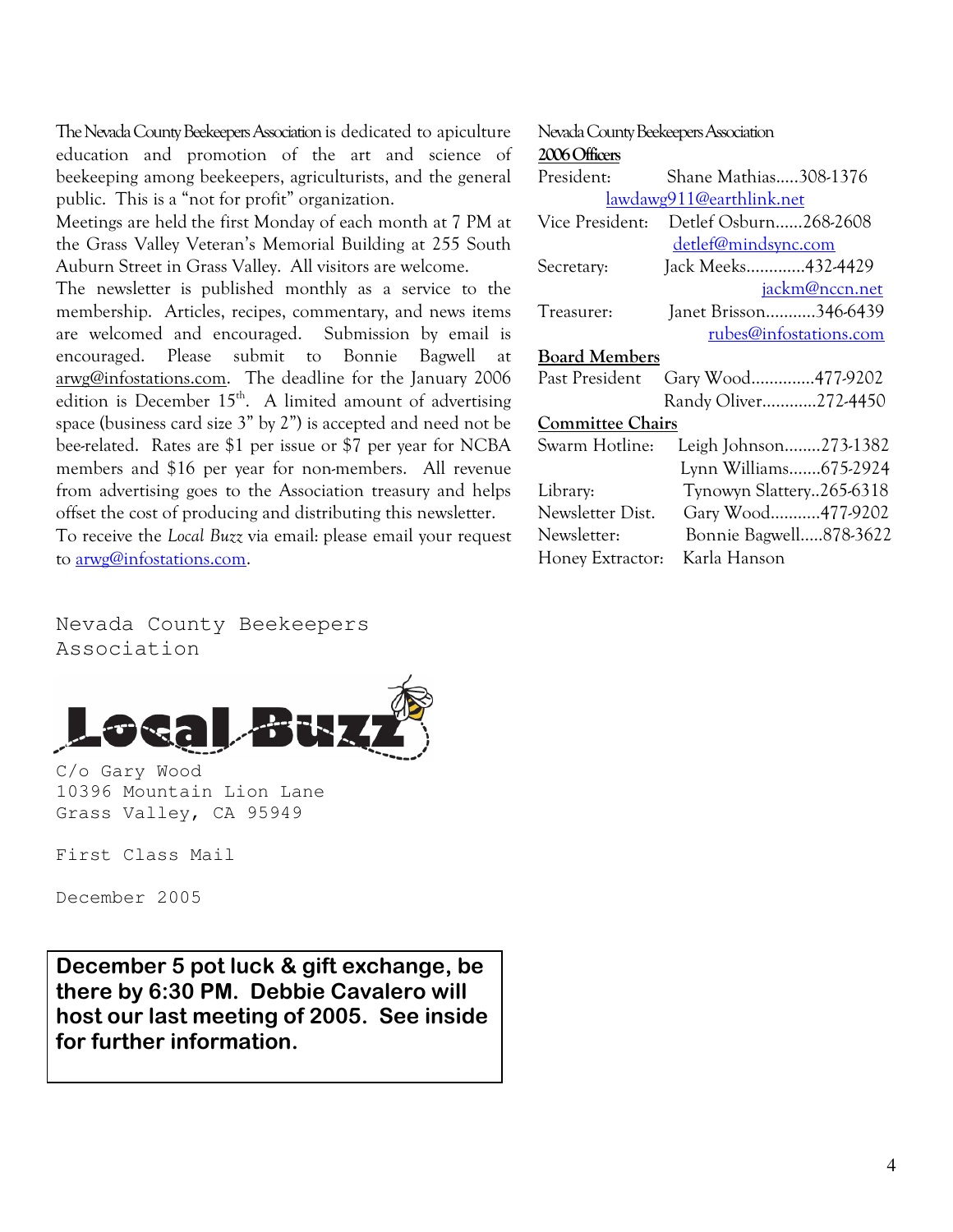The Nevada County Beekeepers Association is dedicated to apiculture education and promotion of the art and science of beekeeping among beekeepers, agriculturists, and the general public. This is a "not for profit" organization.

Meetings are held the first Monday of each month at 7 PM at the Grass Valley Veteran's Memorial Building at 255 South Auburn Street in Grass Valley. All visitors are welcome.

The newsletter is published monthly as a service to the membership. Articles, recipes, commentary, and news items are welcomed and encouraged. Submission by email is encouraged. Please submit to Bonnie Bagwell at arwg@infostations.com. The deadline for the January 2006 edition is December 15th. A limited amount of advertising space (business card size 3" by 2") is accepted and need not be bee-related. Rates are $1 per issue or $7 per year for NCBA members and $16 per year for non-members. All revenue from advertising goes to the Association treasury and helps offset the cost of producing and distributing this newsletter.

To receive the *Local Buzz* via email: please email your request to arwg@infostations.com.

Nevada County Beekeepers Association
**2006 Officers**

President: Shane Mathias.....308-1376
lawdawg911@earthlink.net

Vice President: Detlef Osburn......268-2608
detlef@mindsync.com

Secretary: Jack Meeks.............432-4429
jackm@nccn.net

Treasurer: Janet Brisson...........346-6439
rubes@infostations.com

**Board Members**

Past President Gary Wood.............477-9202
Randy Oliver............272-4450

**Committee Chairs**

Swarm Hotline: Leigh Johnson........273-1382
Lynn Williams.......675-2924

Library: Tynowyn Slattery..265-6318

Newsletter Dist. Gary Wood...........477-9202

Newsletter: Bonnie Bagwell.....878-3622

Honey Extractor: Karla Hanson

Nevada County Beekeepers Association

Local Buzz

C/o Gary Wood
10396 Mountain Lion Lane
Grass Valley, CA 95949

First Class Mail

December 2005

**December 5 pot luck & gift exchange, be there by 6:30 PM. Debbie Cavalero will host our last meeting of 2005. See inside for further information.**